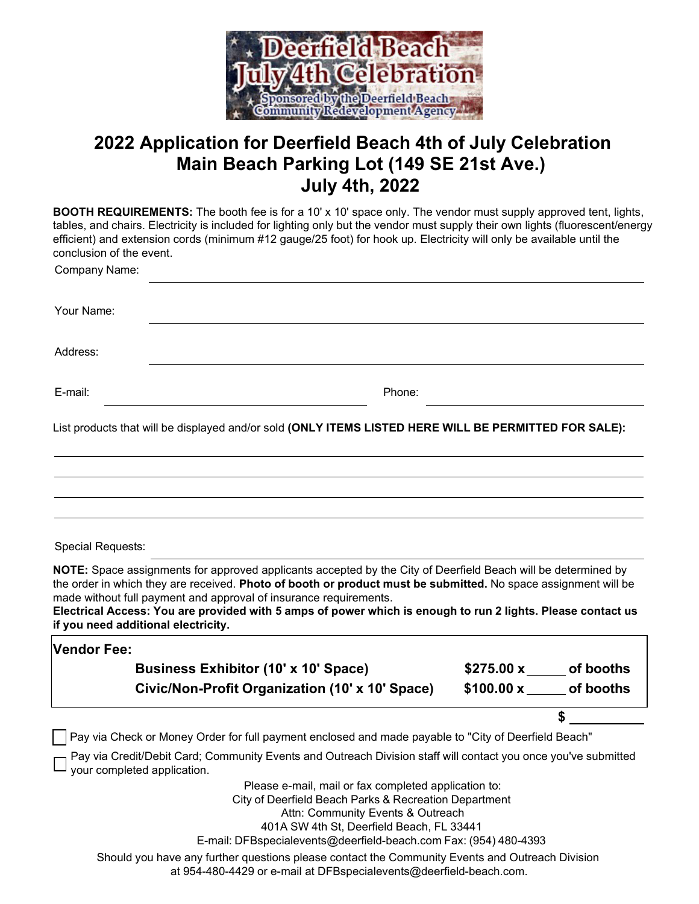Deerfield Beach July 4th Celebration
Sponsored by the Deerfield Beach Community Redevelopment Agency

# 2022 Application for Deerfield Beach 4th of July Celebration
# Main Beach Parking Lot (149 SE 21st Ave.)
# July 4th, 2022

**BOOTH REQUIREMENTS:** The booth fee is for a 10' x 10' space only. The vendor must supply approved tent, lights, tables, and chairs. Electricity is included for lighting only but the vendor must supply their own lights (fluorescent/energy efficient) and extension cords (minimum #12 gauge/25 foot) for hook up. Electricity will only be available until the conclusion of the event.

Company Name: ______________________________

Your Name: ______________________________

Address: ______________________________

E-mail: ____________________ Phone: ____________________

List products that will be displayed and/or sold **(ONLY ITEMS LISTED HERE WILL BE PERMITTED FOR SALE):**

______________________________

______________________________

______________________________

______________________________

Special Requests: ______________________________

**NOTE:** Space assignments for approved applicants accepted by the City of Deerfield Beach will be determined by the order in which they are received. **Photo of booth or product must be submitted.** No space assignment will be made without full payment and approval of insurance requirements.
**Electrical Access: You are provided with 5 amps of power which is enough to run 2 lights. Please contact us if you need additional electricity.**

**Vendor Fee:**

| | | |
|---|---|---|
| **Business Exhibitor (10' x 10' Space)** | **$275.00 x _____** | **of booths** |
| **Civic/Non-Profit Organization (10' x 10' Space)** | **$100.00 x _____** | **of booths** |

**$** __________

☐ Pay via Check or Money Order for full payment enclosed and made payable to "City of Deerfield Beach"

☐ Pay via Credit/Debit Card; Community Events and Outreach Division staff will contact you once you've submitted your completed application.

Please e-mail, mail or fax completed application to:
City of Deerfield Beach Parks & Recreation Department
Attn: Community Events & Outreach
401A SW 4th St, Deerfield Beach, FL 33441
E-mail: DFBspecialevents@deerfield-beach.com Fax: (954) 480-4393

Should you have any further questions please contact the Community Events and Outreach Division at 954-480-4429 or e-mail at DFBspecialevents@deerfield-beach.com.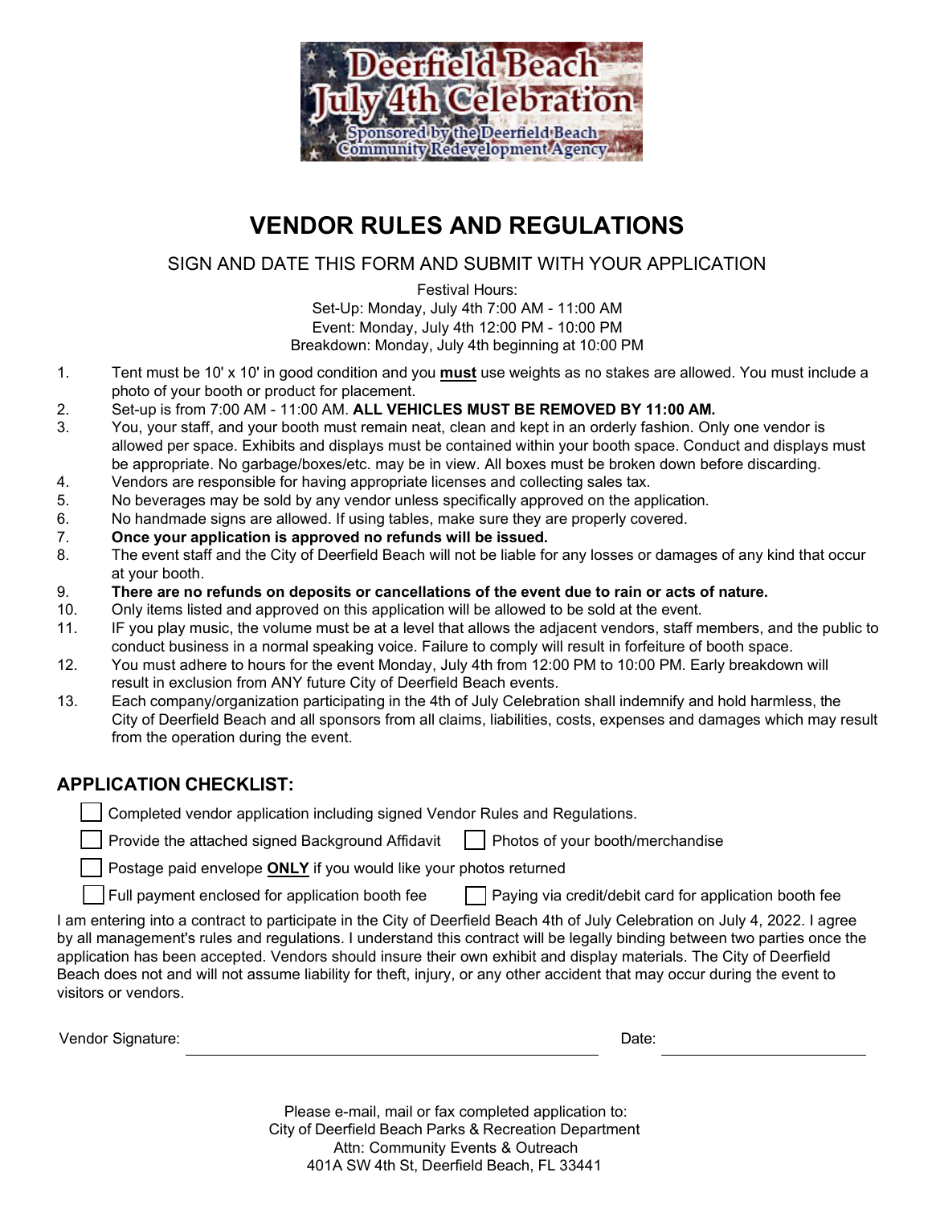Deerfield Beach July 4th Celebration

Sponsored by the Deerfield Beach Community Redevelopment Agency

# VENDOR RULES AND REGULATIONS

SIGN AND DATE THIS FORM AND SUBMIT WITH YOUR APPLICATION

Festival Hours:
Set-Up: Monday, July 4th 7:00 AM - 11:00 AM
Event: Monday, July 4th 12:00 PM - 10:00 PM
Breakdown: Monday, July 4th beginning at 10:00 PM

1. Tent must be 10' x 10' in good condition and you **must** use weights as no stakes are allowed. You must include a photo of your booth or product for placement.
2. Set-up is from 7:00 AM - 11:00 AM. **ALL VEHICLES MUST BE REMOVED BY 11:00 AM.**
3. You, your staff, and your booth must remain neat, clean and kept in an orderly fashion. Only one vendor is allowed per space. Exhibits and displays must be contained within your booth space. Conduct and displays must be appropriate. No garbage/boxes/etc. may be in view. All boxes must be broken down before discarding.
4. Vendors are responsible for having appropriate licenses and collecting sales tax.
5. No beverages may be sold by any vendor unless specifically approved on the application.
6. No handmade signs are allowed. If using tables, make sure they are properly covered.
7. **Once your application is approved no refunds will be issued.**
8. The event staff and the City of Deerfield Beach will not be liable for any losses or damages of any kind that occur at your booth.
9. **There are no refunds on deposits or cancellations of the event due to rain or acts of nature.**
10. Only items listed and approved on this application will be allowed to be sold at the event.
11. IF you play music, the volume must be at a level that allows the adjacent vendors, staff members, and the public to conduct business in a normal speaking voice. Failure to comply will result in forfeiture of booth space.
12. You must adhere to hours for the event Monday, July 4th from 12:00 PM to 10:00 PM. Early breakdown will result in exclusion from ANY future City of Deerfield Beach events.
13. Each company/organization participating in the 4th of July Celebration shall indemnify and hold harmless, the City of Deerfield Beach and all sponsors from all claims, liabilities, costs, expenses and damages which may result from the operation during the event.

## APPLICATION CHECKLIST:

- [ ] Completed vendor application including signed Vendor Rules and Regulations.
- [ ] Provide the attached signed Background Affidavit
- [ ] Photos of your booth/merchandise
- [ ] Postage paid envelope **ONLY** if you would like your photos returned
- [ ] Full payment enclosed for application booth fee
- [ ] Paying via credit/debit card for application booth fee

I am entering into a contract to participate in the City of Deerfield Beach 4th of July Celebration on July 4, 2022. I agree by all management's rules and regulations. I understand this contract will be legally binding between two parties once the application has been accepted. Vendors should insure their own exhibit and display materials. The City of Deerfield Beach does not and will not assume liability for theft, injury, or any other accident that may occur during the event to visitors or vendors.

Vendor Signature: ______________________________ Date: ________________

Please e-mail, mail or fax completed application to:
City of Deerfield Beach Parks & Recreation Department
Attn: Community Events & Outreach
401A SW 4th St, Deerfield Beach, FL 33441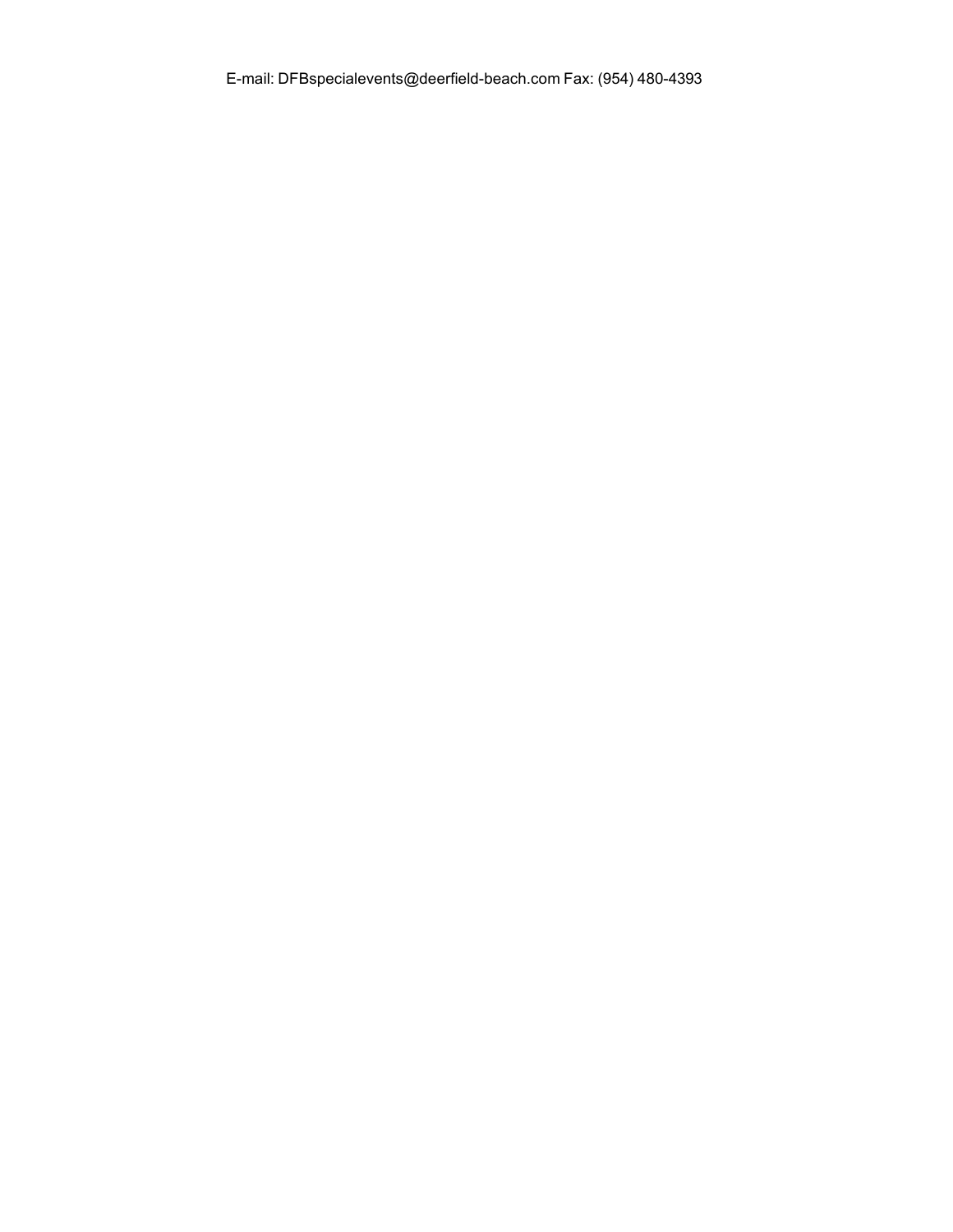E-mail: DFBspecialevents@deerfield-beach.com Fax: (954) 480-4393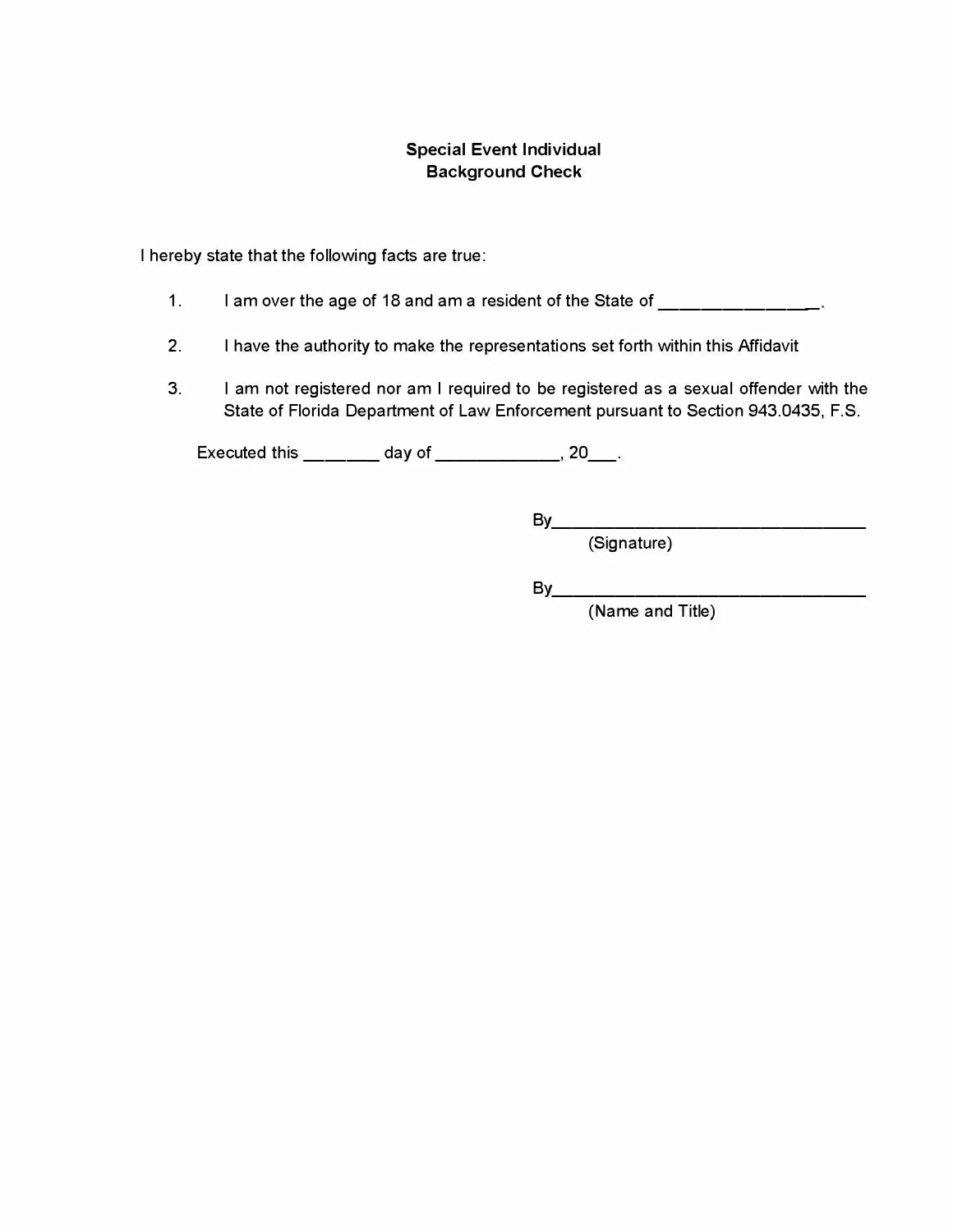# Special Event Individual Background Check

I hereby state that the following facts are true:

1. I am over the age of 18 and am a resident of the State of _________________.

2. I have the authority to make the representations set forth within this Affidavit

3. I am not registered nor am I required to be registered as a sexual offender with the State of Florida Department of Law Enforcement pursuant to Section 943.0435, F.S.

Executed this ________ day of _____________, 20___.

By_________________________________
(Signature)

By_________________________________
(Name and Title)